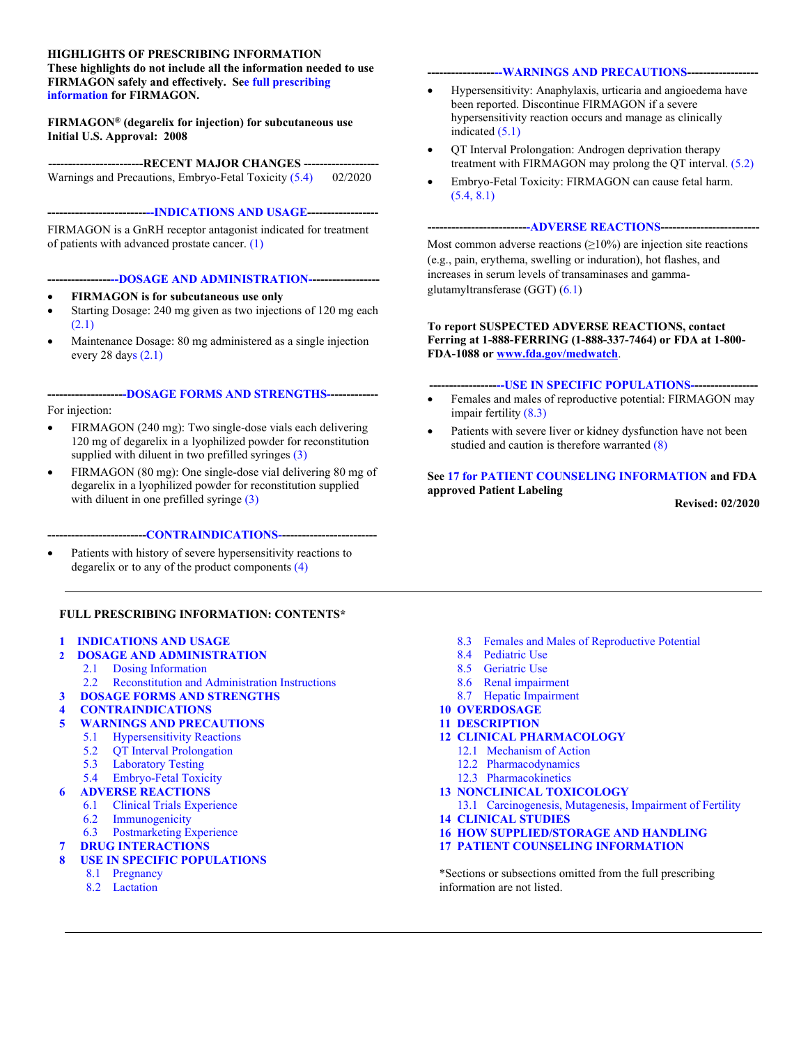**HIGHLIGHTS OF PRESCRIBING INFORMATION**
**These highlights do not include all the information needed to use FIRMAGON safely and effectively. See full prescribing information for FIRMAGON.**

**FIRMAGON® (degarelix for injection) for subcutaneous use**
**Initial U.S. Approval: 2008**

**------------------------RECENT MAJOR CHANGES -------------------**

Warnings and Precautions, Embryo-Fetal Toxicity (5.4) 02/2020

**---------------------------INDICATIONS AND USAGE-----------------**

FIRMAGON is a GnRH receptor antagonist indicated for treatment of patients with advanced prostate cancer. (1)

**-----------------DOSAGE AND ADMINISTRATION-----------------**

- **FIRMAGON is for subcutaneous use only**
- Starting Dosage: 240 mg given as two injections of 120 mg each (2.1)
- Maintenance Dosage: 80 mg administered as a single injection every 28 days (2.1)

**--------------------DOSAGE FORMS AND STRENGTHS-------------**

For injection:

- FIRMAGON (240 mg): Two single-dose vials each delivering 120 mg of degarelix in a lyophilized powder for reconstitution supplied with diluent in two prefilled syringes (3)
- FIRMAGON (80 mg): One single-dose vial delivering 80 mg of degarelix in a lyophilized powder for reconstitution supplied with diluent in one prefilled syringe (3)

**-------------------------CONTRAINDICATIONS-------------------------**

- Patients with history of severe hypersensitivity reactions to degarelix or to any of the product components (4)

**-------------------WARNINGS AND PRECAUTIONS------------------**

- Hypersensitivity: Anaphylaxis, urticaria and angioedema have been reported. Discontinue FIRMAGON if a severe hypersensitivity reaction occurs and manage as clinically indicated (5.1)
- QT Interval Prolongation: Androgen deprivation therapy treatment with FIRMAGON may prolong the QT interval. (5.2)
- Embryo-Fetal Toxicity: FIRMAGON can cause fetal harm. (5.4, 8.1)

**--------------------------ADVERSE REACTIONS-------------------------**

Most common adverse reactions (≥10%) are injection site reactions (e.g., pain, erythema, swelling or induration), hot flashes, and increases in serum levels of transaminases and gamma-glutamyltransferase (GGT) (6.1)

**To report SUSPECTED ADVERSE REACTIONS, contact Ferring at 1-888-FERRING (1-888-337-7464) or FDA at 1-800-FDA-1088 or www.fda.gov/medwatch.**

**-------------------USE IN SPECIFIC POPULATIONS-----------------**

- Females and males of reproductive potential: FIRMAGON may impair fertility (8.3)
- Patients with severe liver or kidney dysfunction have not been studied and caution is therefore warranted (8)

**See 17 for PATIENT COUNSELING INFORMATION and FDA approved Patient Labeling**

**Revised: 02/2020**

---

**FULL PRESCRIBING INFORMATION: CONTENTS***

**1 INDICATIONS AND USAGE**
**2 DOSAGE AND ADMINISTRATION**
- 2.1 Dosing Information
- 2.2 Reconstitution and Administration Instructions

**3 DOSAGE FORMS AND STRENGTHS**
**4 CONTRAINDICATIONS**
**5 WARNINGS AND PRECAUTIONS**
- 5.1 Hypersensitivity Reactions
- 5.2 QT Interval Prolongation
- 5.3 Laboratory Testing
- 5.4 Embryo-Fetal Toxicity

**6 ADVERSE REACTIONS**
- 6.1 Clinical Trials Experience
- 6.2 Immunogenicity
- 6.3 Postmarketing Experience

**7 DRUG INTERACTIONS**
**8 USE IN SPECIFIC POPULATIONS**
- 8.1 Pregnancy
- 8.2 Lactation
- 8.3 Females and Males of Reproductive Potential
- 8.4 Pediatric Use
- 8.5 Geriatric Use
- 8.6 Renal impairment
- 8.7 Hepatic Impairment

**10 OVERDOSAGE**
**11 DESCRIPTION**
**12 CLINICAL PHARMACOLOGY**
- 12.1 Mechanism of Action
- 12.2 Pharmacodynamics
- 12.3 Pharmacokinetics

**13 NONCLINICAL TOXICOLOGY**
- 13.1 Carcinogenesis, Mutagenesis, Impairment of Fertility

**14 CLINICAL STUDIES**
**16 HOW SUPPLIED/STORAGE AND HANDLING**
**17 PATIENT COUNSELING INFORMATION**

*Sections or subsections omitted from the full prescribing information are not listed.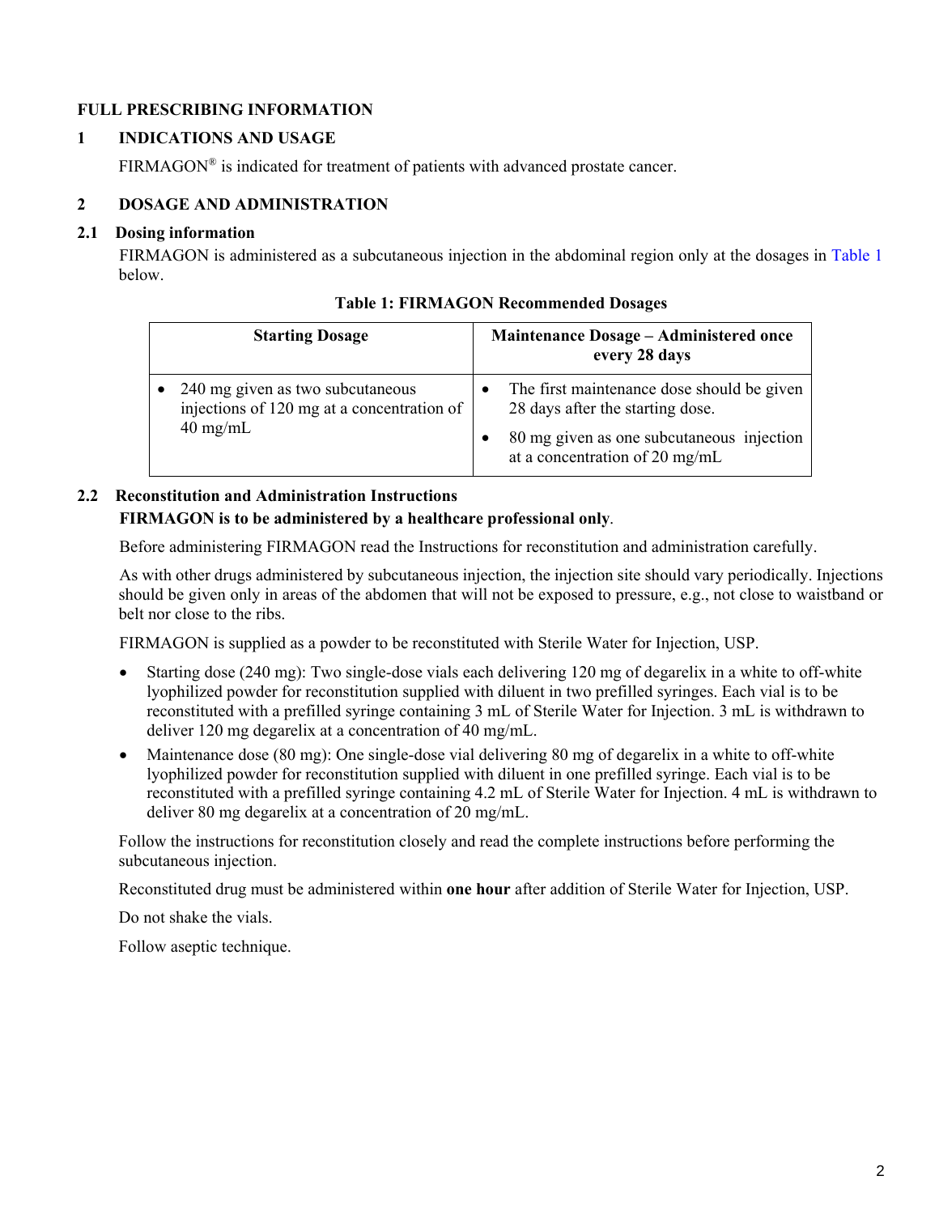# FULL PRESCRIBING INFORMATION

## 1 INDICATIONS AND USAGE

FIRMAGON® is indicated for treatment of patients with advanced prostate cancer.

## 2 DOSAGE AND ADMINISTRATION

### 2.1 Dosing information

FIRMAGON is administered as a subcutaneous injection in the abdominal region only at the dosages in Table 1 below.

**Table 1: FIRMAGON Recommended Dosages**

| Starting Dosage | Maintenance Dosage – Administered once every 28 days |
|---|---|
| • 240 mg given as two subcutaneous injections of 120 mg at a concentration of 40 mg/mL | • The first maintenance dose should be given 28 days after the starting dose.<br>• 80 mg given as one subcutaneous injection at a concentration of 20 mg/mL |

### 2.2 Reconstitution and Administration Instructions

**FIRMAGON is to be administered by a healthcare professional only**.

Before administering FIRMAGON read the Instructions for reconstitution and administration carefully.

As with other drugs administered by subcutaneous injection, the injection site should vary periodically. Injections should be given only in areas of the abdomen that will not be exposed to pressure, e.g., not close to waistband or belt nor close to the ribs.

FIRMAGON is supplied as a powder to be reconstituted with Sterile Water for Injection, USP.

- Starting dose (240 mg): Two single-dose vials each delivering 120 mg of degarelix in a white to off-white lyophilized powder for reconstitution supplied with diluent in two prefilled syringes. Each vial is to be reconstituted with a prefilled syringe containing 3 mL of Sterile Water for Injection. 3 mL is withdrawn to deliver 120 mg degarelix at a concentration of 40 mg/mL.
- Maintenance dose (80 mg): One single-dose vial delivering 80 mg of degarelix in a white to off-white lyophilized powder for reconstitution supplied with diluent in one prefilled syringe. Each vial is to be reconstituted with a prefilled syringe containing 4.2 mL of Sterile Water for Injection. 4 mL is withdrawn to deliver 80 mg degarelix at a concentration of 20 mg/mL.

Follow the instructions for reconstitution closely and read the complete instructions before performing the subcutaneous injection.

Reconstituted drug must be administered within **one hour** after addition of Sterile Water for Injection, USP.

Do not shake the vials.

Follow aseptic technique.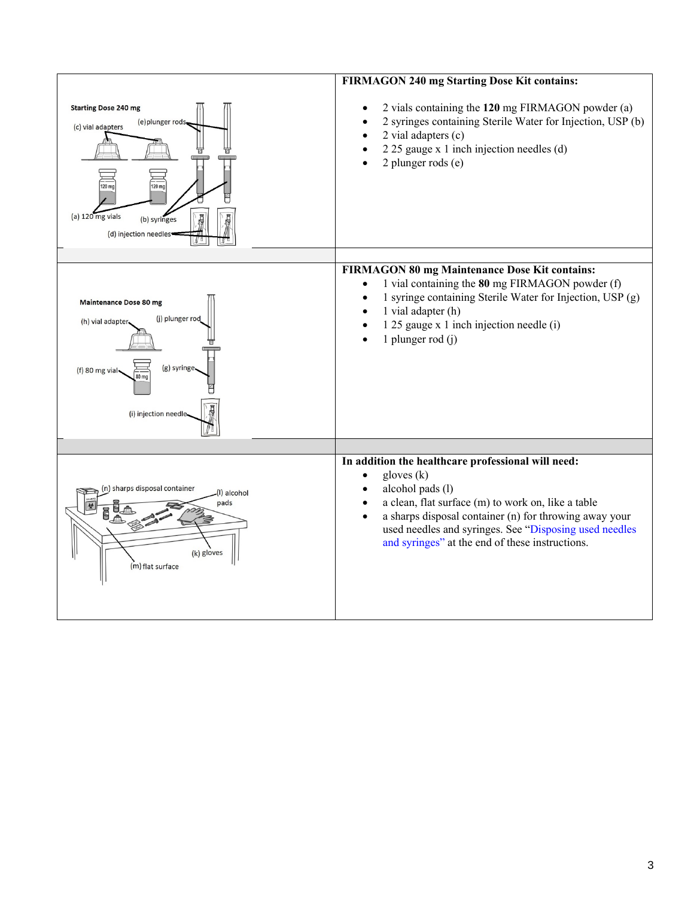| | |
|---|---|
| Starting Dose 240 mg<br>(c) vial adapters (e) plunger rods<br>(a) 120 mg vials (b) syringes<br>(d) injection needles | **FIRMAGON 240 mg Starting Dose Kit contains:**<br>• 2 vials containing the **120** mg FIRMAGON powder (a)<br>• 2 syringes containing Sterile Water for Injection, USP (b)<br>• 2 vial adapters (c)<br>• 2 25 gauge x 1 inch injection needles (d)<br>• 2 plunger rods (e) |
| | |
| Maintenance Dose 80 mg<br>(h) vial adapter (j) plunger rod<br>(f) 80 mg vial (g) syringe<br>(i) injection needle | **FIRMAGON 80 mg Maintenance Dose Kit contains:**<br>• 1 vial containing the **80** mg FIRMAGON powder (f)<br>• 1 syringe containing Sterile Water for Injection, USP (g)<br>• 1 vial adapter (h)<br>• 1 25 gauge x 1 inch injection needle (i)<br>• 1 plunger rod (j) |
| | |
| (n) sharps disposal container (l) alcohol pads<br>(k) gloves<br>(m) flat surface | **In addition the healthcare professional will need:**<br>• gloves (k)<br>• alcohol pads (l)<br>• a clean, flat surface (m) to work on, like a table<br>• a sharps disposal container (n) for throwing away your used needles and syringes. See "Disposing used needles and syringes" at the end of these instructions. |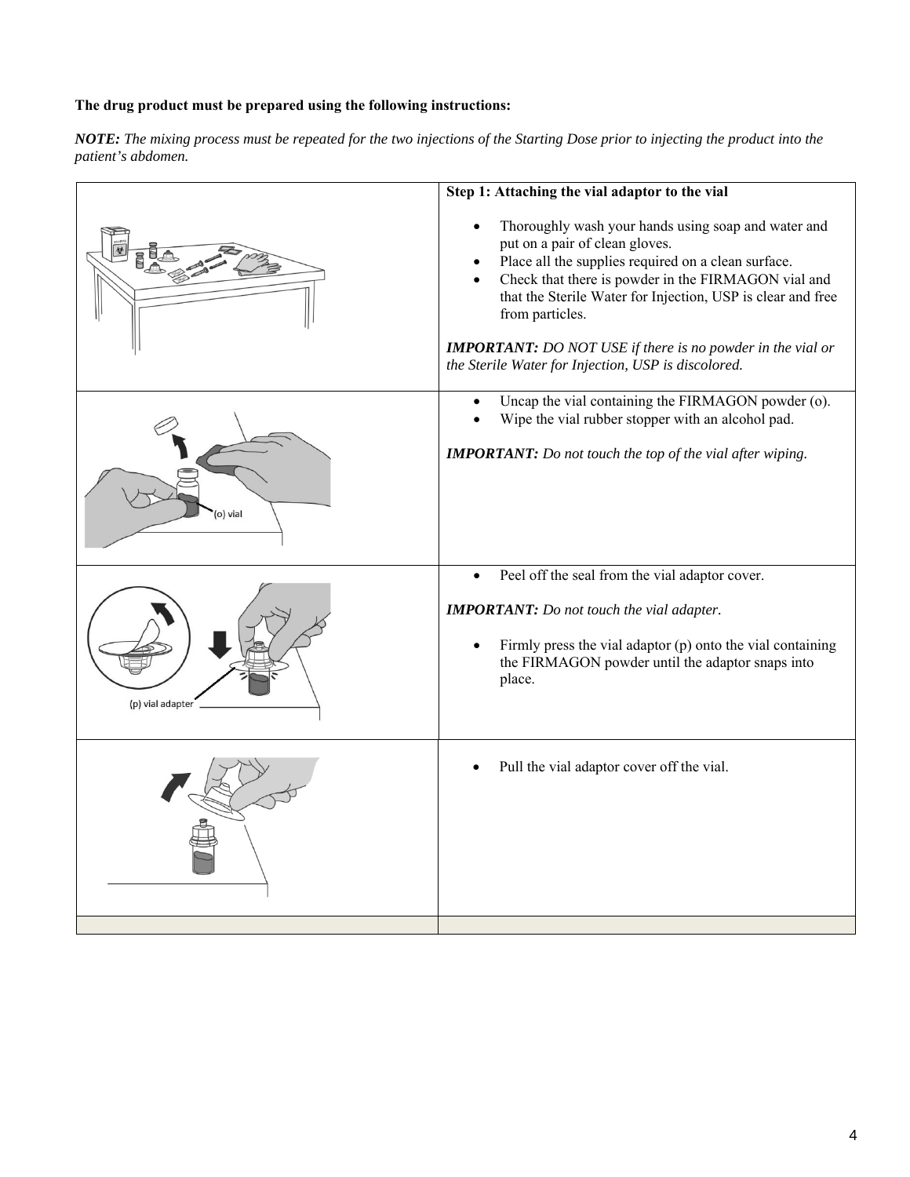**The drug product must be prepared using the following instructions:**

***NOTE:*** *The mixing process must be repeated for the two injections of the Starting Dose prior to injecting the product into the patient's abdomen.*

| | |
|---|---|
| | **Step 1: Attaching the vial adaptor to the vial**<br><br>• Thoroughly wash your hands using soap and water and put on a pair of clean gloves.<br>• Place all the supplies required on a clean surface.<br>• Check that there is powder in the FIRMAGON vial and that the Sterile Water for Injection, USP is clear and free from particles.<br><br>***IMPORTANT:*** *DO NOT USE if there is no powder in the vial or the Sterile Water for Injection, USP is discolored.* |
| (o) vial | • Uncap the vial containing the FIRMAGON powder (o).<br>• Wipe the vial rubber stopper with an alcohol pad.<br><br>***IMPORTANT:*** *Do not touch the top of the vial after wiping.* |
| (p) vial adapter | • Peel off the seal from the vial adaptor cover.<br><br>***IMPORTANT:*** *Do not touch the vial adapter.*<br><br>• Firmly press the vial adaptor (p) onto the vial containing the FIRMAGON powder until the adaptor snaps into place. |
| | • Pull the vial adaptor cover off the vial. |
| | |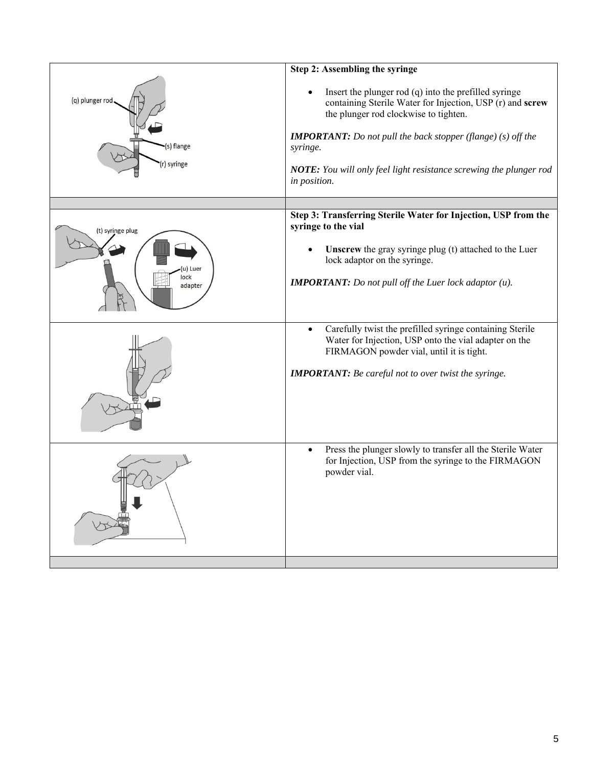**Step 2: Assembling the syringe**

- Insert the plunger rod (q) into the prefilled syringe containing Sterile Water for Injection, USP (r) and **screw** the plunger rod clockwise to tighten.

***IMPORTANT:*** *Do not pull the back stopper (flange) (s) off the syringe.*

***NOTE:*** *You will only feel light resistance screwing the plunger rod in position.*

**Step 3: Transferring Sterile Water for Injection, USP from the syringe to the vial**

- **Unscrew** the gray syringe plug (t) attached to the Luer lock adaptor on the syringe.

***IMPORTANT:*** *Do not pull off the Luer lock adaptor (u).*

- Carefully twist the prefilled syringe containing Sterile Water for Injection, USP onto the vial adapter on the FIRMAGON powder vial, until it is tight.

***IMPORTANT:*** *Be careful not to over twist the syringe.*

- Press the plunger slowly to transfer all the Sterile Water for Injection, USP from the syringe to the FIRMAGON powder vial.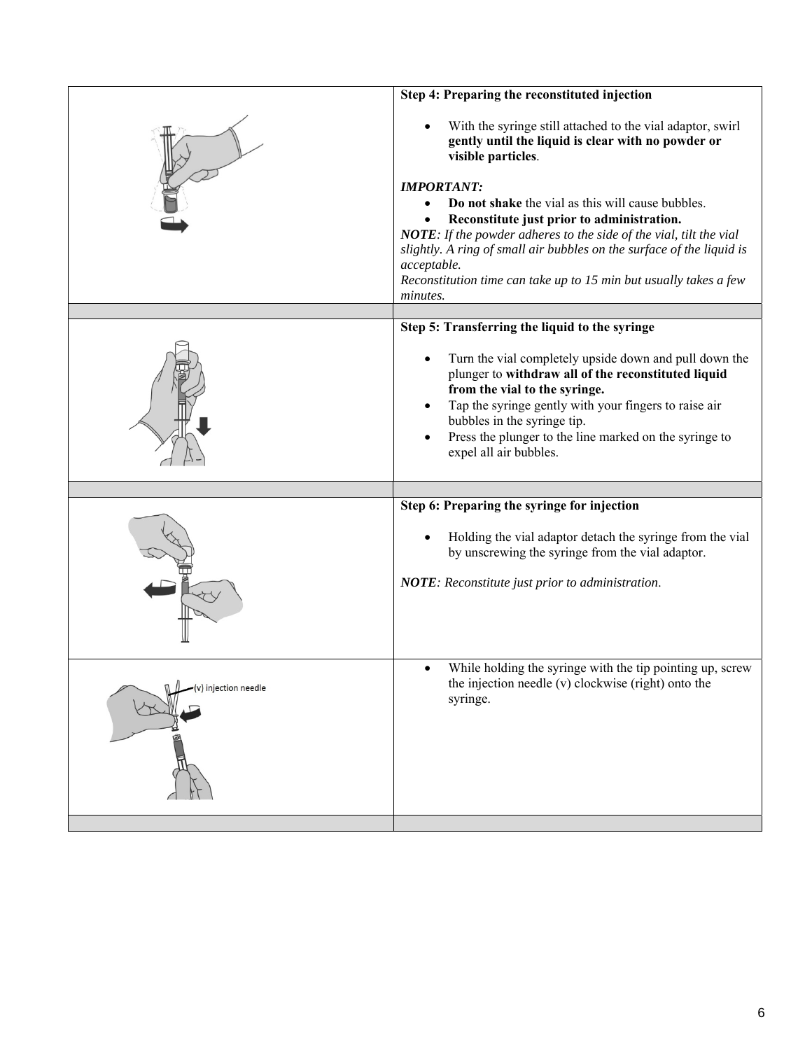**Step 4: Preparing the reconstituted injection**

- With the syringe still attached to the vial adaptor, swirl **gently until the liquid is clear with no powder or visible particles**.

***IMPORTANT:***

- **Do not shake** the vial as this will cause bubbles.
- **Reconstitute just prior to administration.**

***NOTE****: If the powder adheres to the side of the vial, tilt the vial slightly. A ring of small air bubbles on the surface of the liquid is acceptable.*

*Reconstitution time can take up to 15 min but usually takes a few minutes.*

**Step 5: Transferring the liquid to the syringe**

- Turn the vial completely upside down and pull down the plunger to **withdraw all of the reconstituted liquid from the vial to the syringe.**
- Tap the syringe gently with your fingers to raise air bubbles in the syringe tip.
- Press the plunger to the line marked on the syringe to expel all air bubbles.

**Step 6: Preparing the syringe for injection**

- Holding the vial adaptor detach the syringe from the vial by unscrewing the syringe from the vial adaptor.

***NOTE****: Reconstitute just prior to administration*.

(v) injection needle

- While holding the syringe with the tip pointing up, screw the injection needle (v) clockwise (right) onto the syringe.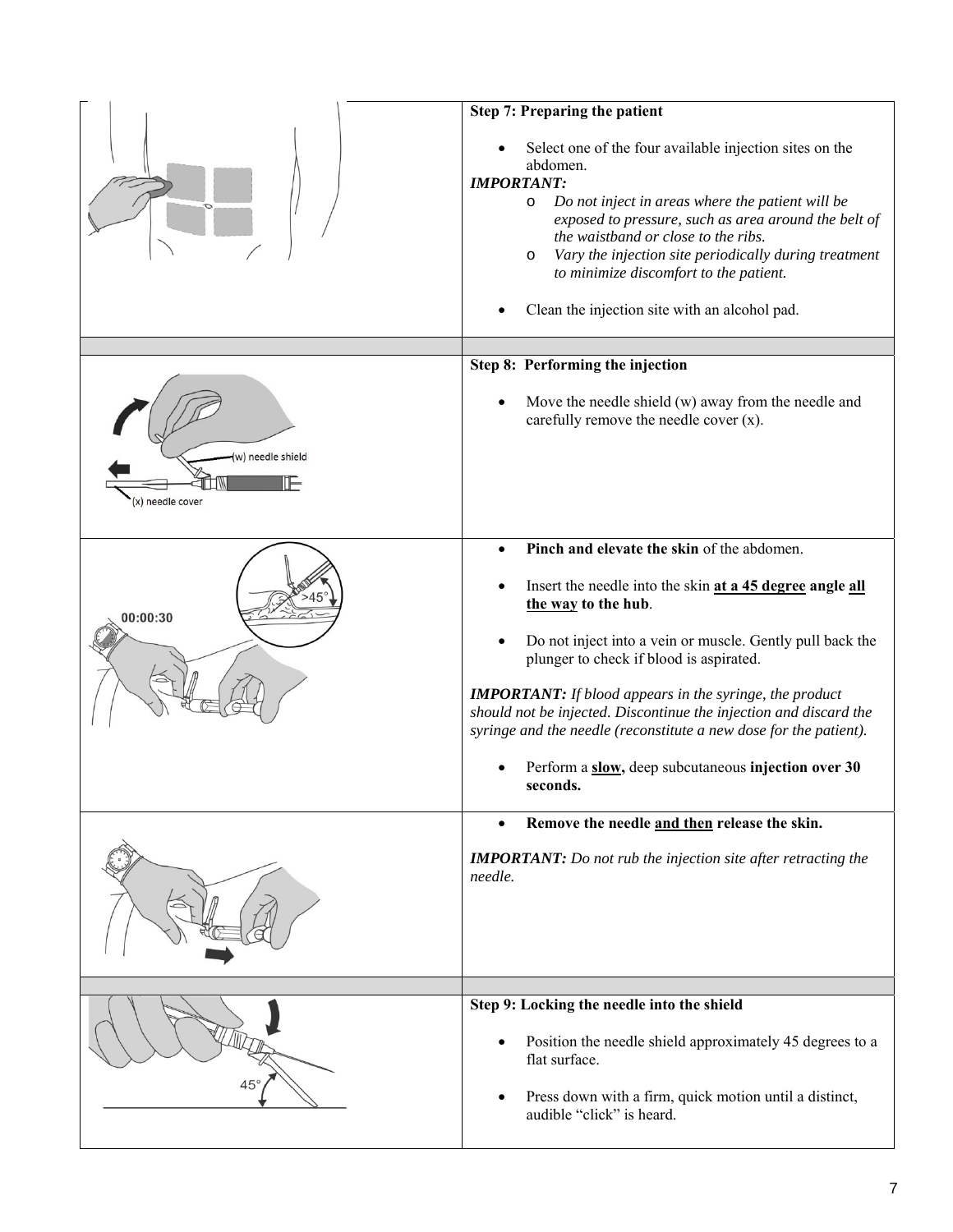**Step 7: Preparing the patient**

- Select one of the four available injection sites on the abdomen.

***IMPORTANT:***

- *Do not inject in areas where the patient will be exposed to pressure, such as area around the belt of the waistband or close to the ribs.*
- *Vary the injection site periodically during treatment to minimize discomfort to the patient.*

- Clean the injection site with an alcohol pad.

**Step 8: Performing the injection**

- Move the needle shield (w) away from the needle and carefully remove the needle cover (x).

- **Pinch and elevate the skin** of the abdomen.
- Insert the needle into the skin **at a 45 degree angle all the way to the hub**.
- Do not inject into a vein or muscle. Gently pull back the plunger to check if blood is aspirated.

***IMPORTANT:*** *If blood appears in the syringe, the product should not be injected. Discontinue the injection and discard the syringe and the needle (reconstitute a new dose for the patient).*

- Perform a **slow,** deep subcutaneous **injection over 30 seconds.**

- **Remove the needle and then release the skin.**

***IMPORTANT:*** *Do not rub the injection site after retracting the needle.*

**Step 9: Locking the needle into the shield**

- Position the needle shield approximately 45 degrees to a flat surface.
- Press down with a firm, quick motion until a distinct, audible "click" is heard.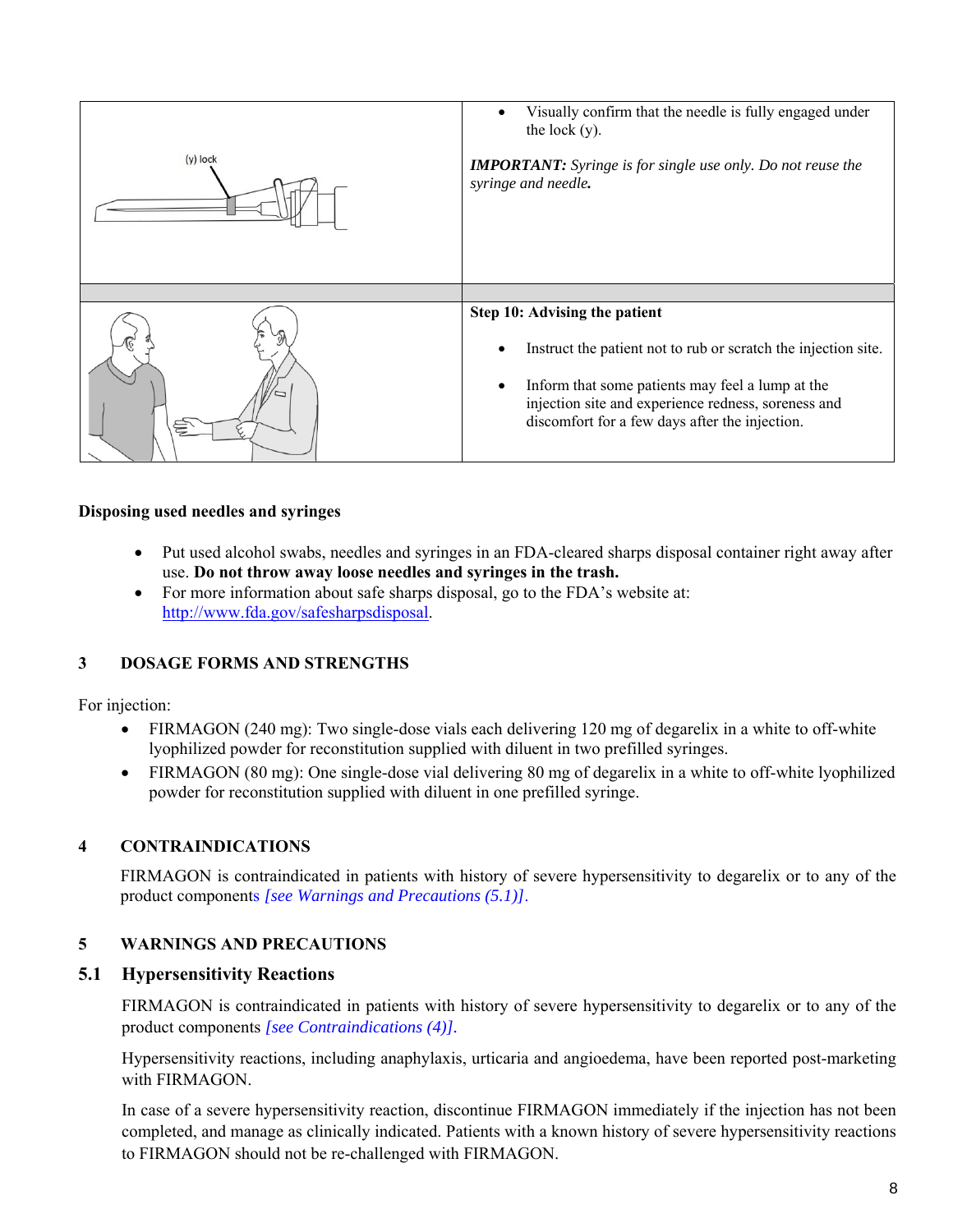| | |
|---|---|
| (y) lock | • Visually confirm that the needle is fully engaged under the lock (y).<br><br>***IMPORTANT:*** *Syringe is for single use only. Do not reuse the syringe and needle.* |
| | |
| | **Step 10: Advising the patient**<br><br>• Instruct the patient not to rub or scratch the injection site.<br><br>• Inform that some patients may feel a lump at the injection site and experience redness, soreness and discomfort for a few days after the injection. |

**Disposing used needles and syringes**

- Put used alcohol swabs, needles and syringes in an FDA-cleared sharps disposal container right away after use. **Do not throw away loose needles and syringes in the trash.**
- For more information about safe sharps disposal, go to the FDA's website at: http://www.fda.gov/safesharpsdisposal.

## 3 DOSAGE FORMS AND STRENGTHS

For injection:

- FIRMAGON (240 mg): Two single-dose vials each delivering 120 mg of degarelix in a white to off-white lyophilized powder for reconstitution supplied with diluent in two prefilled syringes.
- FIRMAGON (80 mg): One single-dose vial delivering 80 mg of degarelix in a white to off-white lyophilized powder for reconstitution supplied with diluent in one prefilled syringe.

## 4 CONTRAINDICATIONS

FIRMAGON is contraindicated in patients with history of severe hypersensitivity to degarelix or to any of the product components *[see Warnings and Precautions (5.1)]*.

## 5 WARNINGS AND PRECAUTIONS

### 5.1 Hypersensitivity Reactions

FIRMAGON is contraindicated in patients with history of severe hypersensitivity to degarelix or to any of the product components *[see Contraindications (4)]*.

Hypersensitivity reactions, including anaphylaxis, urticaria and angioedema, have been reported post-marketing with FIRMAGON.

In case of a severe hypersensitivity reaction, discontinue FIRMAGON immediately if the injection has not been completed, and manage as clinically indicated. Patients with a known history of severe hypersensitivity reactions to FIRMAGON should not be re-challenged with FIRMAGON.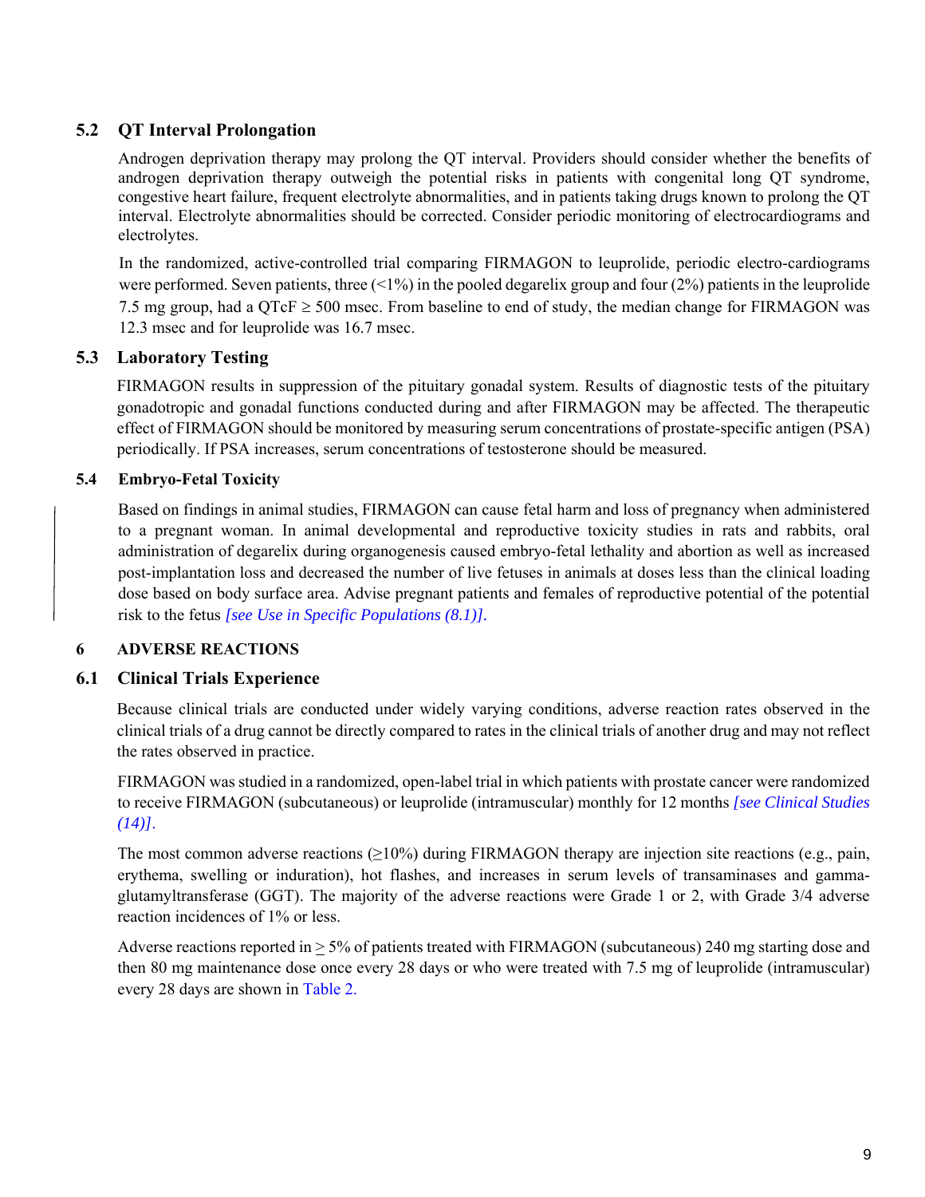### 5.2 QT Interval Prolongation

Androgen deprivation therapy may prolong the QT interval. Providers should consider whether the benefits of androgen deprivation therapy outweigh the potential risks in patients with congenital long QT syndrome, congestive heart failure, frequent electrolyte abnormalities, and in patients taking drugs known to prolong the QT interval. Electrolyte abnormalities should be corrected. Consider periodic monitoring of electrocardiograms and electrolytes.

In the randomized, active-controlled trial comparing FIRMAGON to leuprolide, periodic electro-cardiograms were performed. Seven patients, three (<1%) in the pooled degarelix group and four (2%) patients in the leuprolide 7.5 mg group, had a QTcF ≥ 500 msec. From baseline to end of study, the median change for FIRMAGON was 12.3 msec and for leuprolide was 16.7 msec.

### 5.3 Laboratory Testing

FIRMAGON results in suppression of the pituitary gonadal system. Results of diagnostic tests of the pituitary gonadotropic and gonadal functions conducted during and after FIRMAGON may be affected. The therapeutic effect of FIRMAGON should be monitored by measuring serum concentrations of prostate-specific antigen (PSA) periodically. If PSA increases, serum concentrations of testosterone should be measured.

### 5.4 Embryo-Fetal Toxicity

Based on findings in animal studies, FIRMAGON can cause fetal harm and loss of pregnancy when administered to a pregnant woman. In animal developmental and reproductive toxicity studies in rats and rabbits, oral administration of degarelix during organogenesis caused embryo-fetal lethality and abortion as well as increased post-implantation loss and decreased the number of live fetuses in animals at doses less than the clinical loading dose based on body surface area. Advise pregnant patients and females of reproductive potential of the potential risk to the fetus *[see Use in Specific Populations (8.1)]*.

## 6 ADVERSE REACTIONS

### 6.1 Clinical Trials Experience

Because clinical trials are conducted under widely varying conditions, adverse reaction rates observed in the clinical trials of a drug cannot be directly compared to rates in the clinical trials of another drug and may not reflect the rates observed in practice.

FIRMAGON was studied in a randomized, open-label trial in which patients with prostate cancer were randomized to receive FIRMAGON (subcutaneous) or leuprolide (intramuscular) monthly for 12 months *[see Clinical Studies (14)]*.

The most common adverse reactions (≥10%) during FIRMAGON therapy are injection site reactions (e.g., pain, erythema, swelling or induration), hot flashes, and increases in serum levels of transaminases and gamma-glutamyltransferase (GGT). The majority of the adverse reactions were Grade 1 or 2, with Grade 3/4 adverse reaction incidences of 1% or less.

Adverse reactions reported in ≥ 5% of patients treated with FIRMAGON (subcutaneous) 240 mg starting dose and then 80 mg maintenance dose once every 28 days or who were treated with 7.5 mg of leuprolide (intramuscular) every 28 days are shown in Table 2.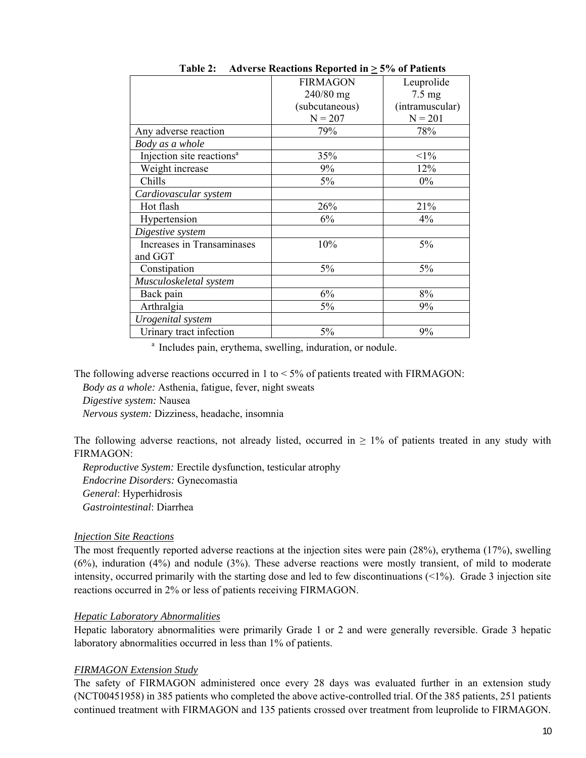**Table 2: Adverse Reactions Reported in ≥ 5% of Patients**

| | FIRMAGON 240/80 mg (subcutaneous) N = 207 | Leuprolide 7.5 mg (intramuscular) N = 201 |
|---|---|---|
| Any adverse reaction | 79% | 78% |
| *Body as a whole* | | |
| Injection site reactions[a] | 35% | <1% |
| Weight increase | 9% | 12% |
| Chills | 5% | 0% |
| *Cardiovascular system* | | |
| Hot flash | 26% | 21% |
| Hypertension | 6% | 4% |
| *Digestive system* | | |
| Increases in Transaminases and GGT | 10% | 5% |
| Constipation | 5% | 5% |
| *Musculoskeletal system* | | |
| Back pain | 6% | 8% |
| Arthralgia | 5% | 9% |
| *Urogenital system* | | |
| Urinary tract infection | 5% | 9% |

[a] Includes pain, erythema, swelling, induration, or nodule.

The following adverse reactions occurred in 1 to < 5% of patients treated with FIRMAGON:

*Body as a whole:* Asthenia, fatigue, fever, night sweats
*Digestive system:* Nausea
*Nervous system:* Dizziness, headache, insomnia

The following adverse reactions, not already listed, occurred in ≥ 1% of patients treated in any study with FIRMAGON:

*Reproductive System:* Erectile dysfunction, testicular atrophy
*Endocrine Disorders:* Gynecomastia
*General*: Hyperhidrosis
*Gastrointestinal*: Diarrhea

*Injection Site Reactions*

The most frequently reported adverse reactions at the injection sites were pain (28%), erythema (17%), swelling (6%), induration (4%) and nodule (3%). These adverse reactions were mostly transient, of mild to moderate intensity, occurred primarily with the starting dose and led to few discontinuations (<1%). Grade 3 injection site reactions occurred in 2% or less of patients receiving FIRMAGON.

*Hepatic Laboratory Abnormalities*

Hepatic laboratory abnormalities were primarily Grade 1 or 2 and were generally reversible. Grade 3 hepatic laboratory abnormalities occurred in less than 1% of patients.

*FIRMAGON Extension Study*

The safety of FIRMAGON administered once every 28 days was evaluated further in an extension study (NCT00451958) in 385 patients who completed the above active-controlled trial. Of the 385 patients, 251 patients continued treatment with FIRMAGON and 135 patients crossed over treatment from leuprolide to FIRMAGON.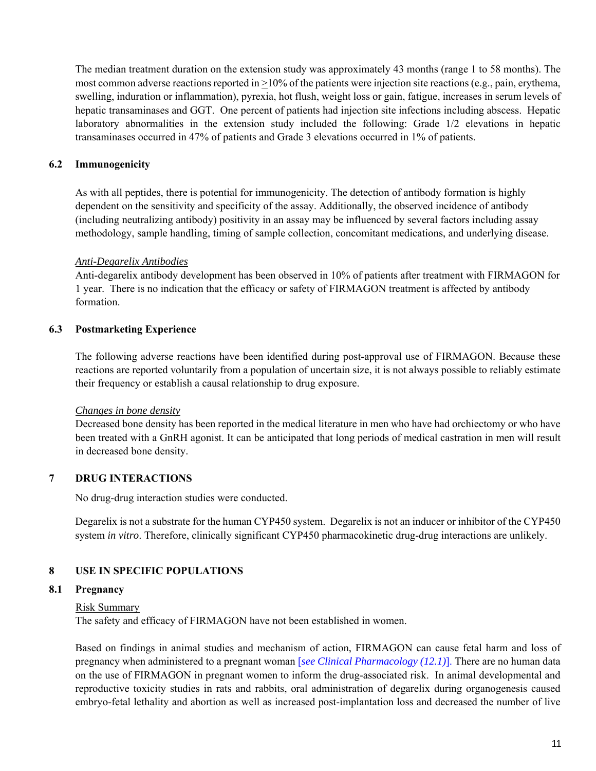The median treatment duration on the extension study was approximately 43 months (range 1 to 58 months). The most common adverse reactions reported in ≥10% of the patients were injection site reactions (e.g., pain, erythema, swelling, induration or inflammation), pyrexia, hot flush, weight loss or gain, fatigue, increases in serum levels of hepatic transaminases and GGT. One percent of patients had injection site infections including abscess. Hepatic laboratory abnormalities in the extension study included the following: Grade 1/2 elevations in hepatic transaminases occurred in 47% of patients and Grade 3 elevations occurred in 1% of patients.

### 6.2 Immunogenicity

As with all peptides, there is potential for immunogenicity. The detection of antibody formation is highly dependent on the sensitivity and specificity of the assay. Additionally, the observed incidence of antibody (including neutralizing antibody) positivity in an assay may be influenced by several factors including assay methodology, sample handling, timing of sample collection, concomitant medications, and underlying disease.

*Anti-Degarelix Antibodies*

Anti-degarelix antibody development has been observed in 10% of patients after treatment with FIRMAGON for 1 year. There is no indication that the efficacy or safety of FIRMAGON treatment is affected by antibody formation.

### 6.3 Postmarketing Experience

The following adverse reactions have been identified during post-approval use of FIRMAGON. Because these reactions are reported voluntarily from a population of uncertain size, it is not always possible to reliably estimate their frequency or establish a causal relationship to drug exposure.

*Changes in bone density*

Decreased bone density has been reported in the medical literature in men who have had orchiectomy or who have been treated with a GnRH agonist. It can be anticipated that long periods of medical castration in men will result in decreased bone density.

## 7 DRUG INTERACTIONS

No drug-drug interaction studies were conducted.

Degarelix is not a substrate for the human CYP450 system. Degarelix is not an inducer or inhibitor of the CYP450 system *in vitro*. Therefore, clinically significant CYP450 pharmacokinetic drug-drug interactions are unlikely.

## 8 USE IN SPECIFIC POPULATIONS

### 8.1 Pregnancy

Risk Summary

The safety and efficacy of FIRMAGON have not been established in women.

Based on findings in animal studies and mechanism of action, FIRMAGON can cause fetal harm and loss of pregnancy when administered to a pregnant woman [*see Clinical Pharmacology (12.1)*]. There are no human data on the use of FIRMAGON in pregnant women to inform the drug-associated risk. In animal developmental and reproductive toxicity studies in rats and rabbits, oral administration of degarelix during organogenesis caused embryo-fetal lethality and abortion as well as increased post-implantation loss and decreased the number of live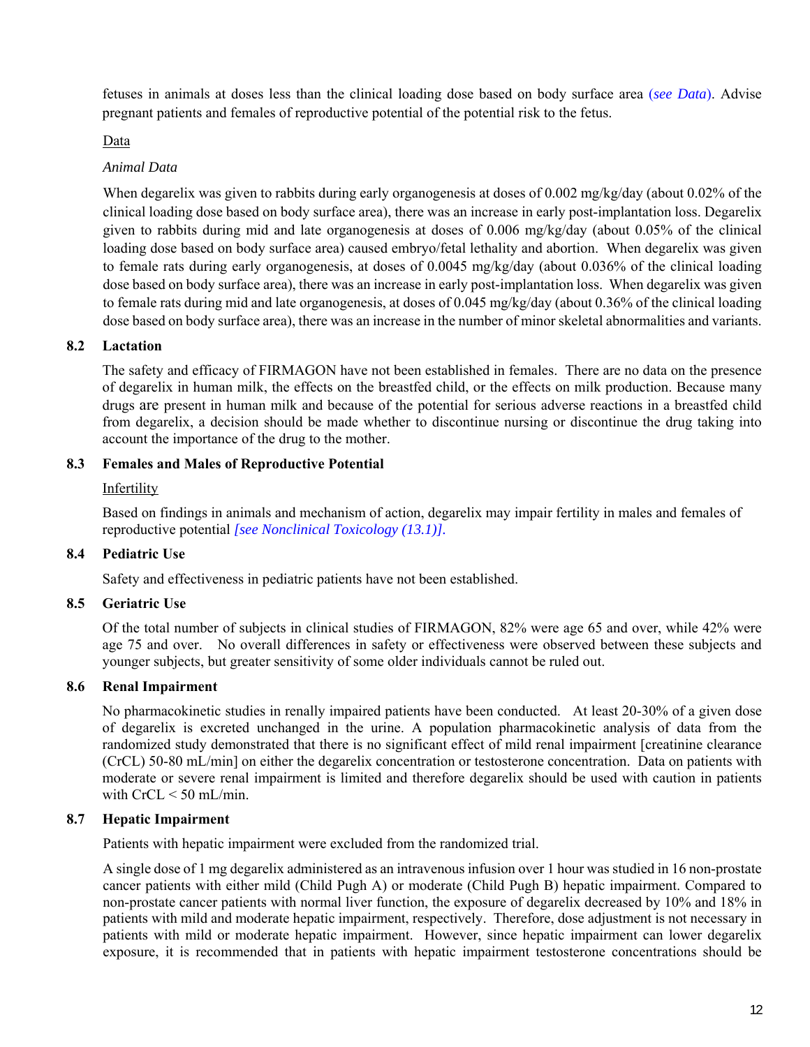fetuses in animals at doses less than the clinical loading dose based on body surface area (*see Data*). Advise pregnant patients and females of reproductive potential of the potential risk to the fetus.

Data

*Animal Data*

When degarelix was given to rabbits during early organogenesis at doses of 0.002 mg/kg/day (about 0.02% of the clinical loading dose based on body surface area), there was an increase in early post-implantation loss. Degarelix given to rabbits during mid and late organogenesis at doses of 0.006 mg/kg/day (about 0.05% of the clinical loading dose based on body surface area) caused embryo/fetal lethality and abortion. When degarelix was given to female rats during early organogenesis, at doses of 0.0045 mg/kg/day (about 0.036% of the clinical loading dose based on body surface area), there was an increase in early post-implantation loss. When degarelix was given to female rats during mid and late organogenesis, at doses of 0.045 mg/kg/day (about 0.36% of the clinical loading dose based on body surface area), there was an increase in the number of minor skeletal abnormalities and variants.

### 8.2 Lactation

The safety and efficacy of FIRMAGON have not been established in females. There are no data on the presence of degarelix in human milk, the effects on the breastfed child, or the effects on milk production. Because many drugs are present in human milk and because of the potential for serious adverse reactions in a breastfed child from degarelix, a decision should be made whether to discontinue nursing or discontinue the drug taking into account the importance of the drug to the mother.

### 8.3 Females and Males of Reproductive Potential

Infertility

Based on findings in animals and mechanism of action, degarelix may impair fertility in males and females of reproductive potential *[see Nonclinical Toxicology (13.1)]*.

### 8.4 Pediatric Use

Safety and effectiveness in pediatric patients have not been established.

### 8.5 Geriatric Use

Of the total number of subjects in clinical studies of FIRMAGON, 82% were age 65 and over, while 42% were age 75 and over. No overall differences in safety or effectiveness were observed between these subjects and younger subjects, but greater sensitivity of some older individuals cannot be ruled out.

### 8.6 Renal Impairment

No pharmacokinetic studies in renally impaired patients have been conducted. At least 20-30% of a given dose of degarelix is excreted unchanged in the urine. A population pharmacokinetic analysis of data from the randomized study demonstrated that there is no significant effect of mild renal impairment [creatinine clearance (CrCL) 50-80 mL/min] on either the degarelix concentration or testosterone concentration. Data on patients with moderate or severe renal impairment is limited and therefore degarelix should be used with caution in patients with CrCL < 50 mL/min.

### 8.7 Hepatic Impairment

Patients with hepatic impairment were excluded from the randomized trial.

A single dose of 1 mg degarelix administered as an intravenous infusion over 1 hour was studied in 16 non-prostate cancer patients with either mild (Child Pugh A) or moderate (Child Pugh B) hepatic impairment. Compared to non-prostate cancer patients with normal liver function, the exposure of degarelix decreased by 10% and 18% in patients with mild and moderate hepatic impairment, respectively. Therefore, dose adjustment is not necessary in patients with mild or moderate hepatic impairment. However, since hepatic impairment can lower degarelix exposure, it is recommended that in patients with hepatic impairment testosterone concentrations should be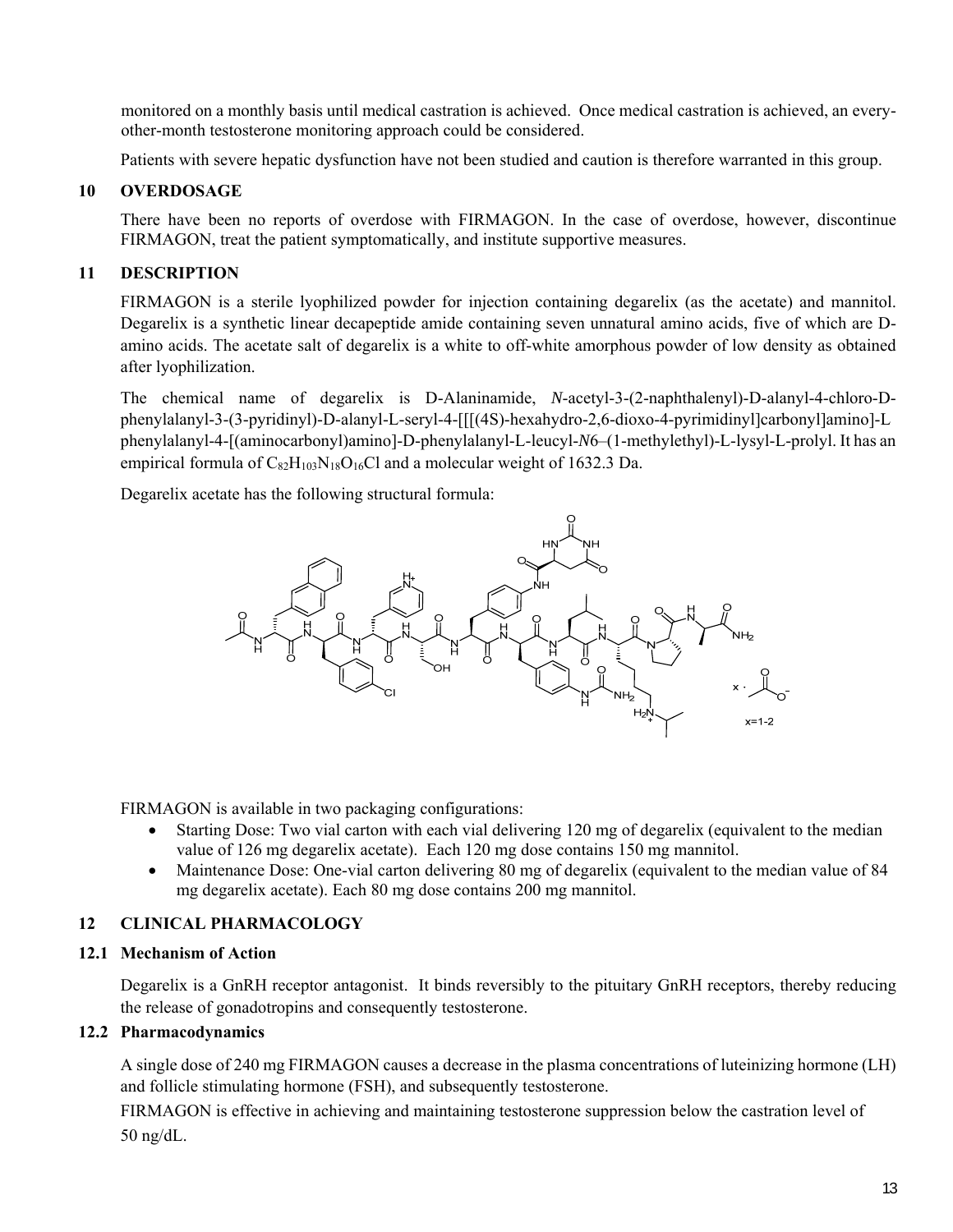monitored on a monthly basis until medical castration is achieved. Once medical castration is achieved, an every-other-month testosterone monitoring approach could be considered.

Patients with severe hepatic dysfunction have not been studied and caution is therefore warranted in this group.

## 10 OVERDOSAGE

There have been no reports of overdose with FIRMAGON. In the case of overdose, however, discontinue FIRMAGON, treat the patient symptomatically, and institute supportive measures.

## 11 DESCRIPTION

FIRMAGON is a sterile lyophilized powder for injection containing degarelix (as the acetate) and mannitol. Degarelix is a synthetic linear decapeptide amide containing seven unnatural amino acids, five of which are D-amino acids. The acetate salt of degarelix is a white to off-white amorphous powder of low density as obtained after lyophilization.

The chemical name of degarelix is D-Alaninamide, *N*-acetyl-3-(2-naphthalenyl)-D-alanyl-4-chloro-D-phenylalanyl-3-(3-pyridinyl)-D-alanyl-L-seryl-4-[[[(4S)-hexahydro-2,6-dioxo-4-pyrimidinyl]carbonyl]amino]-L phenylalanyl-4-[(aminocarbonyl)amino]-D-phenylalanyl-L-leucyl-*N*6–(1-methylethyl)-L-lysyl-L-prolyl. It has an empirical formula of $C_{82}H_{103}N_{18}O_{16}Cl$ and a molecular weight of 1632.3 Da.

Degarelix acetate has the following structural formula:

FIRMAGON is available in two packaging configurations:

- Starting Dose: Two vial carton with each vial delivering 120 mg of degarelix (equivalent to the median value of 126 mg degarelix acetate). Each 120 mg dose contains 150 mg mannitol.
- Maintenance Dose: One-vial carton delivering 80 mg of degarelix (equivalent to the median value of 84 mg degarelix acetate). Each 80 mg dose contains 200 mg mannitol.

## 12 CLINICAL PHARMACOLOGY

### 12.1 Mechanism of Action

Degarelix is a GnRH receptor antagonist. It binds reversibly to the pituitary GnRH receptors, thereby reducing the release of gonadotropins and consequently testosterone.

### 12.2 Pharmacodynamics

A single dose of 240 mg FIRMAGON causes a decrease in the plasma concentrations of luteinizing hormone (LH) and follicle stimulating hormone (FSH), and subsequently testosterone.

FIRMAGON is effective in achieving and maintaining testosterone suppression below the castration level of 50 ng/dL.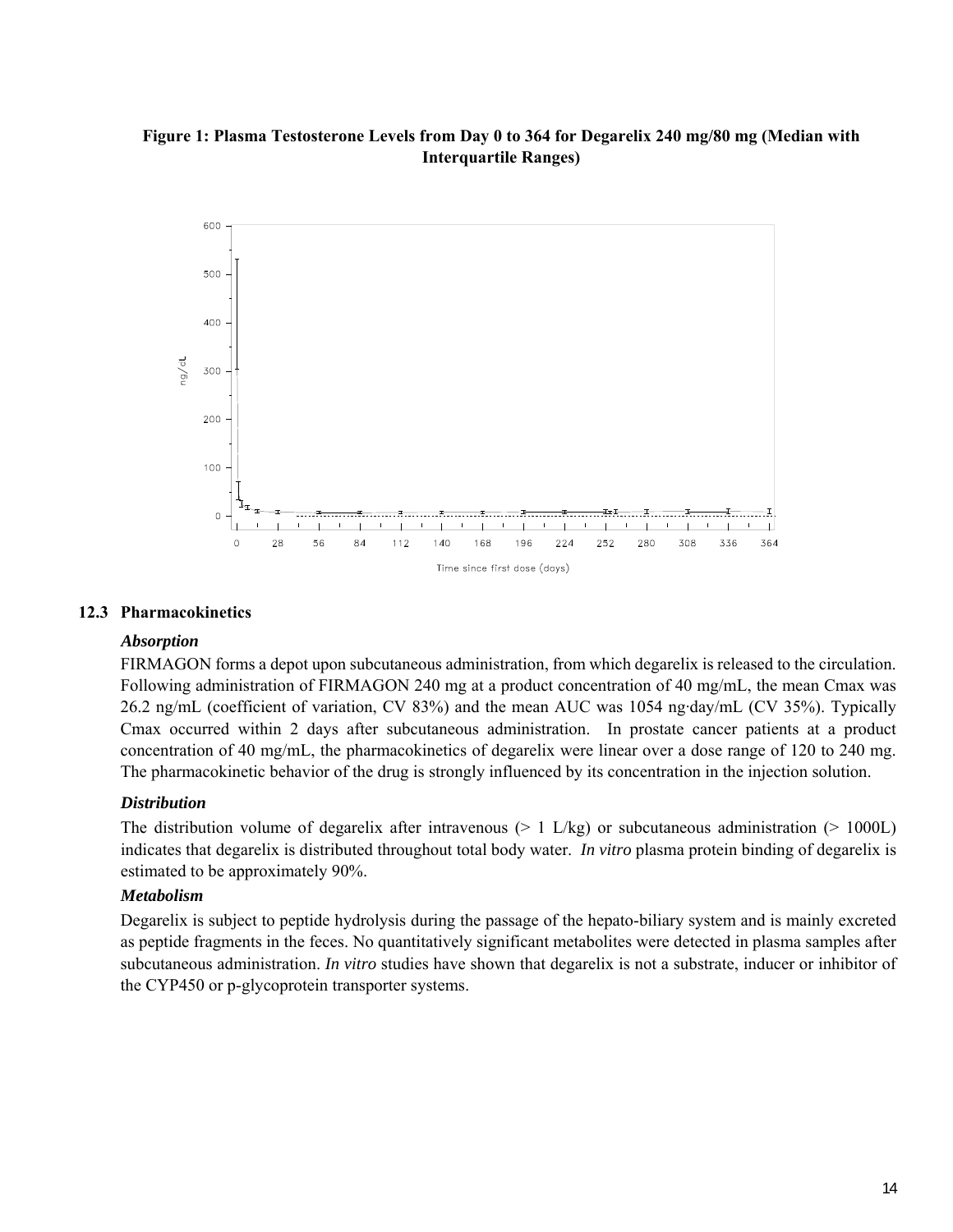**Figure 1: Plasma Testosterone Levels from Day 0 to 364 for Degarelix 240 mg/80 mg (Median with Interquartile Ranges)**

## 12.3 Pharmacokinetics

### *Absorption*

FIRMAGON forms a depot upon subcutaneous administration, from which degarelix is released to the circulation. Following administration of FIRMAGON 240 mg at a product concentration of 40 mg/mL, the mean Cmax was 26.2 ng/mL (coefficient of variation, CV 83%) and the mean AUC was 1054 ng·day/mL (CV 35%). Typically Cmax occurred within 2 days after subcutaneous administration. In prostate cancer patients at a product concentration of 40 mg/mL, the pharmacokinetics of degarelix were linear over a dose range of 120 to 240 mg. The pharmacokinetic behavior of the drug is strongly influenced by its concentration in the injection solution.

### *Distribution*

The distribution volume of degarelix after intravenous (> 1 L/kg) or subcutaneous administration (> 1000L) indicates that degarelix is distributed throughout total body water. *In vitro* plasma protein binding of degarelix is estimated to be approximately 90%.

### *Metabolism*

Degarelix is subject to peptide hydrolysis during the passage of the hepato-biliary system and is mainly excreted as peptide fragments in the feces. No quantitatively significant metabolites were detected in plasma samples after subcutaneous administration. *In vitro* studies have shown that degarelix is not a substrate, inducer or inhibitor of the CYP450 or p-glycoprotein transporter systems.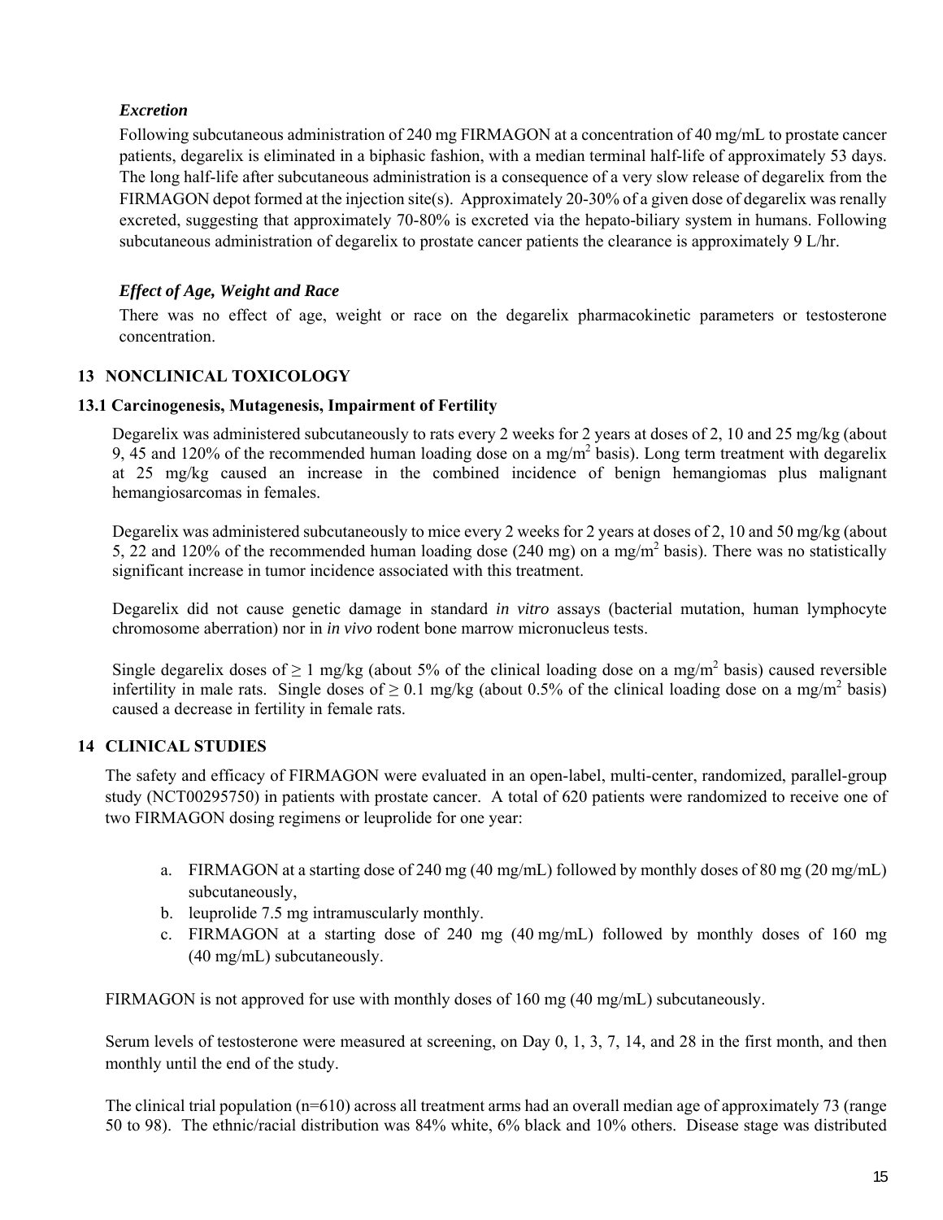### *Excretion*

Following subcutaneous administration of 240 mg FIRMAGON at a concentration of 40 mg/mL to prostate cancer patients, degarelix is eliminated in a biphasic fashion, with a median terminal half-life of approximately 53 days. The long half-life after subcutaneous administration is a consequence of a very slow release of degarelix from the FIRMAGON depot formed at the injection site(s). Approximately 20-30% of a given dose of degarelix was renally excreted, suggesting that approximately 70-80% is excreted via the hepato-biliary system in humans. Following subcutaneous administration of degarelix to prostate cancer patients the clearance is approximately 9 L/hr.

### *Effect of Age, Weight and Race*

There was no effect of age, weight or race on the degarelix pharmacokinetic parameters or testosterone concentration.

## 13 NONCLINICAL TOXICOLOGY

### 13.1 Carcinogenesis, Mutagenesis, Impairment of Fertility

Degarelix was administered subcutaneously to rats every 2 weeks for 2 years at doses of 2, 10 and 25 mg/kg (about 9, 45 and 120% of the recommended human loading dose on a mg/m$^2$ basis). Long term treatment with degarelix at 25 mg/kg caused an increase in the combined incidence of benign hemangiomas plus malignant hemangiosarcomas in females.

Degarelix was administered subcutaneously to mice every 2 weeks for 2 years at doses of 2, 10 and 50 mg/kg (about 5, 22 and 120% of the recommended human loading dose (240 mg) on a mg/m$^2$ basis). There was no statistically significant increase in tumor incidence associated with this treatment.

Degarelix did not cause genetic damage in standard *in vitro* assays (bacterial mutation, human lymphocyte chromosome aberration) nor in *in vivo* rodent bone marrow micronucleus tests.

Single degarelix doses of $\geq$ 1 mg/kg (about 5% of the clinical loading dose on a mg/m$^2$ basis) caused reversible infertility in male rats. Single doses of $\geq$ 0.1 mg/kg (about 0.5% of the clinical loading dose on a mg/m$^2$ basis) caused a decrease in fertility in female rats.

## 14 CLINICAL STUDIES

The safety and efficacy of FIRMAGON were evaluated in an open-label, multi-center, randomized, parallel-group study (NCT00295750) in patients with prostate cancer. A total of 620 patients were randomized to receive one of two FIRMAGON dosing regimens or leuprolide for one year:

a. FIRMAGON at a starting dose of 240 mg (40 mg/mL) followed by monthly doses of 80 mg (20 mg/mL) subcutaneously,
b. leuprolide 7.5 mg intramuscularly monthly.
c. FIRMAGON at a starting dose of 240 mg (40 mg/mL) followed by monthly doses of 160 mg (40 mg/mL) subcutaneously.

FIRMAGON is not approved for use with monthly doses of 160 mg (40 mg/mL) subcutaneously.

Serum levels of testosterone were measured at screening, on Day 0, 1, 3, 7, 14, and 28 in the first month, and then monthly until the end of the study.

The clinical trial population (n=610) across all treatment arms had an overall median age of approximately 73 (range 50 to 98). The ethnic/racial distribution was 84% white, 6% black and 10% others. Disease stage was distributed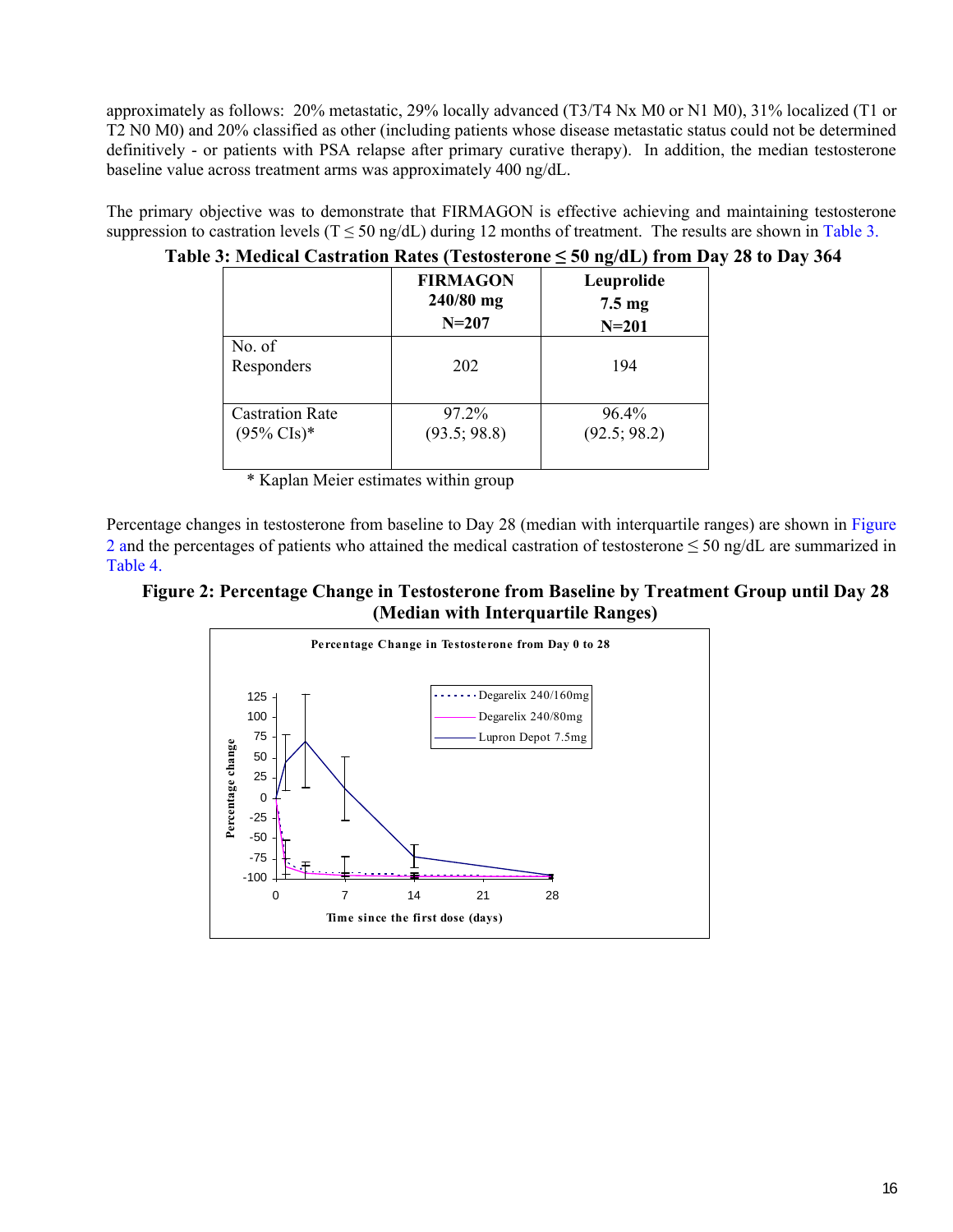approximately as follows: 20% metastatic, 29% locally advanced (T3/T4 Nx M0 or N1 M0), 31% localized (T1 or T2 N0 M0) and 20% classified as other (including patients whose disease metastatic status could not be determined definitively - or patients with PSA relapse after primary curative therapy). In addition, the median testosterone baseline value across treatment arms was approximately 400 ng/dL.

The primary objective was to demonstrate that FIRMAGON is effective achieving and maintaining testosterone suppression to castration levels (T ≤ 50 ng/dL) during 12 months of treatment. The results are shown in Table 3.

**Table 3: Medical Castration Rates (Testosterone ≤ 50 ng/dL) from Day 28 to Day 364**

| | FIRMAGON 240/80 mg N=207 | Leuprolide 7.5 mg N=201 |
|---|---|---|
| No. of Responders | 202 | 194 |
| Castration Rate (95% CIs)* | 97.2% (93.5; 98.8) | 96.4% (92.5; 98.2) |

\* Kaplan Meier estimates within group

Percentage changes in testosterone from baseline to Day 28 (median with interquartile ranges) are shown in Figure 2 and the percentages of patients who attained the medical castration of testosterone ≤ 50 ng/dL are summarized in Table 4.

**Figure 2: Percentage Change in Testosterone from Baseline by Treatment Group until Day 28 (Median with Interquartile Ranges)**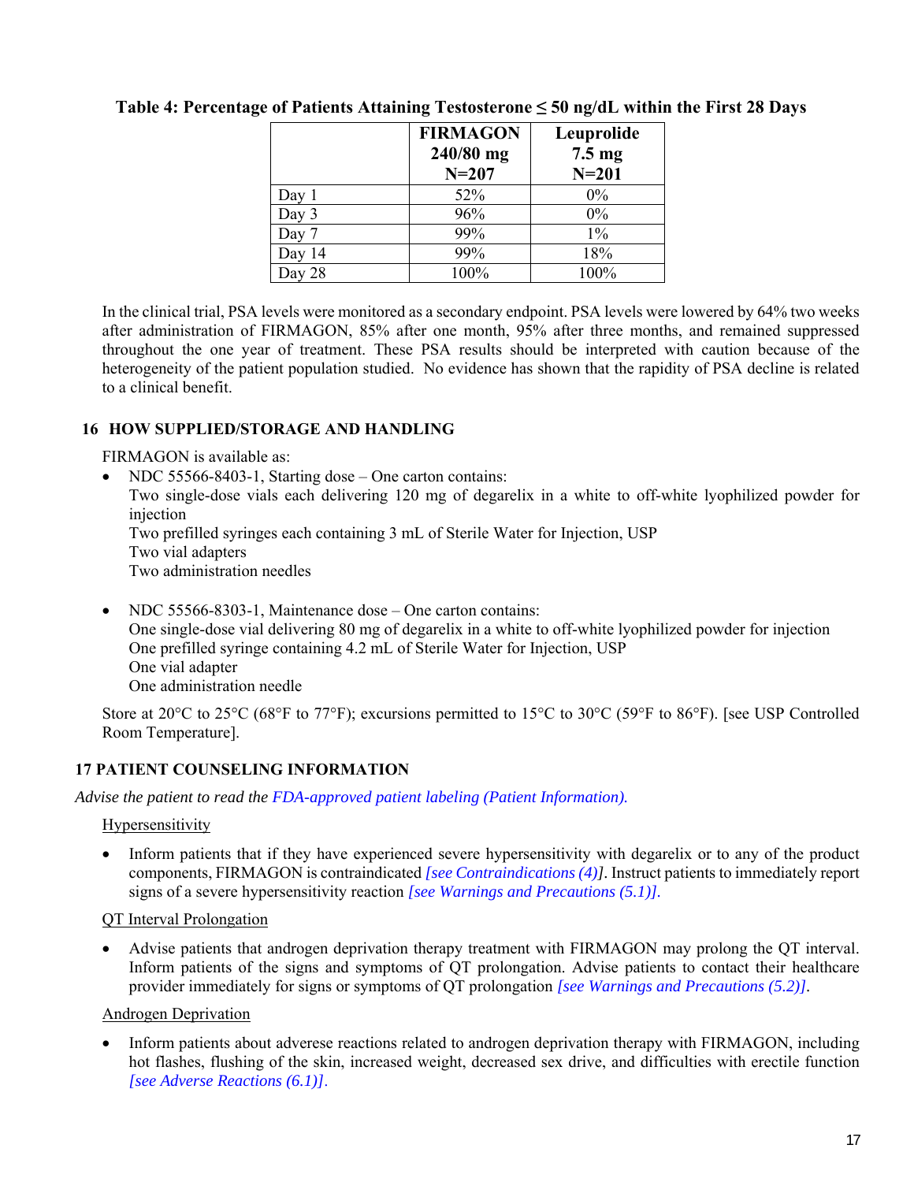**Table 4: Percentage of Patients Attaining Testosterone ≤ 50 ng/dL within the First 28 Days**

| | FIRMAGON 240/80 mg N=207 | Leuprolide 7.5 mg N=201 |
|---|---|---|
| Day 1 | 52% | 0% |
| Day 3 | 96% | 0% |
| Day 7 | 99% | 1% |
| Day 14 | 99% | 18% |
| Day 28 | 100% | 100% |

In the clinical trial, PSA levels were monitored as a secondary endpoint. PSA levels were lowered by 64% two weeks after administration of FIRMAGON, 85% after one month, 95% after three months, and remained suppressed throughout the one year of treatment. These PSA results should be interpreted with caution because of the heterogeneity of the patient population studied. No evidence has shown that the rapidity of PSA decline is related to a clinical benefit.

## 16 HOW SUPPLIED/STORAGE AND HANDLING

FIRMAGON is available as:

- NDC 55566-8403-1, Starting dose – One carton contains:
  Two single-dose vials each delivering 120 mg of degarelix in a white to off-white lyophilized powder for injection
  Two prefilled syringes each containing 3 mL of Sterile Water for Injection, USP
  Two vial adapters
  Two administration needles

- NDC 55566-8303-1, Maintenance dose – One carton contains:
  One single-dose vial delivering 80 mg of degarelix in a white to off-white lyophilized powder for injection
  One prefilled syringe containing 4.2 mL of Sterile Water for Injection, USP
  One vial adapter
  One administration needle

Store at 20°C to 25°C (68°F to 77°F); excursions permitted to 15°C to 30°C (59°F to 86°F). [see USP Controlled Room Temperature].

## 17 PATIENT COUNSELING INFORMATION

*Advise the patient to read the FDA-approved patient labeling (Patient Information).*

Hypersensitivity

- Inform patients that if they have experienced severe hypersensitivity with degarelix or to any of the product components, FIRMAGON is contraindicated *[see Contraindications (4)]*. Instruct patients to immediately report signs of a severe hypersensitivity reaction *[see Warnings and Precautions (5.1)]*.

QT Interval Prolongation

- Advise patients that androgen deprivation therapy treatment with FIRMAGON may prolong the QT interval. Inform patients of the signs and symptoms of QT prolongation. Advise patients to contact their healthcare provider immediately for signs or symptoms of QT prolongation *[see Warnings and Precautions (5.2)]*.

Androgen Deprivation

- Inform patients about adverese reactions related to androgen deprivation therapy with FIRMAGON, including hot flashes, flushing of the skin, increased weight, decreased sex drive, and difficulties with erectile function *[see Adverse Reactions (6.1)]*.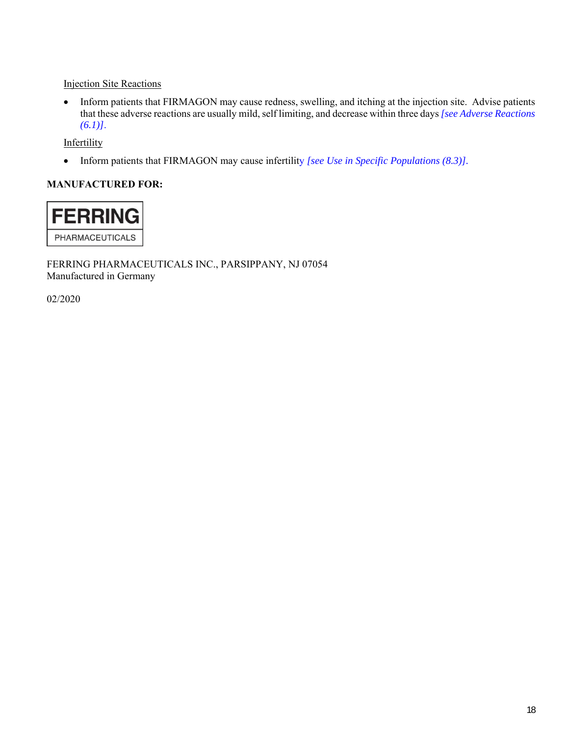Injection Site Reactions

- Inform patients that FIRMAGON may cause redness, swelling, and itching at the injection site. Advise patients that these adverse reactions are usually mild, self limiting, and decrease within three days *[see Adverse Reactions (6.1)]*.

Infertility

- Inform patients that FIRMAGON may cause infertility *[see Use in Specific Populations (8.3)]*.

**MANUFACTURED FOR:**

FERRING
PHARMACEUTICALS

FERRING PHARMACEUTICALS INC., PARSIPPANY, NJ 07054
Manufactured in Germany

02/2020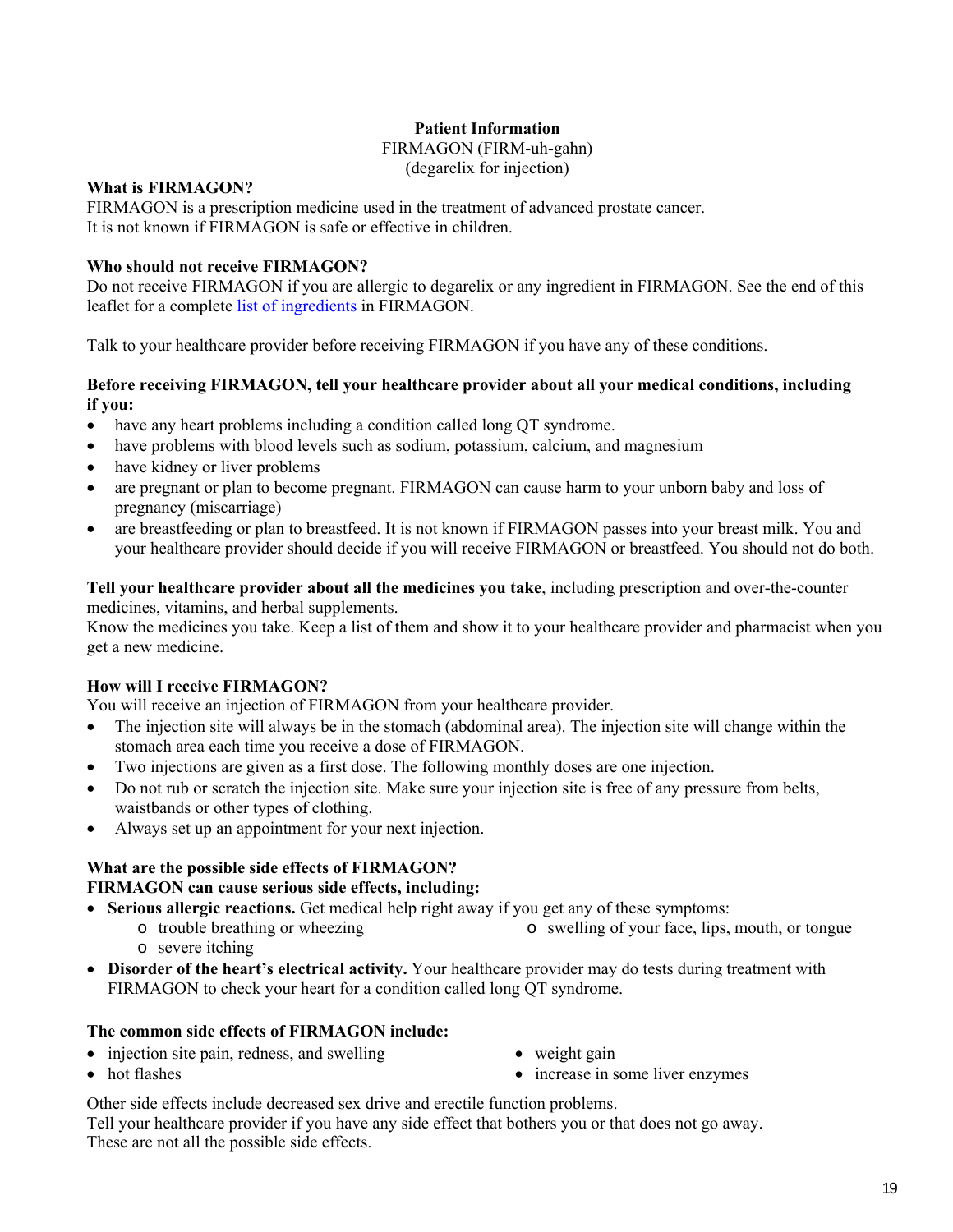# Patient Information

FIRMAGON (FIRM-uh-gahn)
(degarelix for injection)

**What is FIRMAGON?**

FIRMAGON is a prescription medicine used in the treatment of advanced prostate cancer.
It is not known if FIRMAGON is safe or effective in children.

**Who should not receive FIRMAGON?**

Do not receive FIRMAGON if you are allergic to degarelix or any ingredient in FIRMAGON. See the end of this leaflet for a complete list of ingredients in FIRMAGON.

Talk to your healthcare provider before receiving FIRMAGON if you have any of these conditions.

**Before receiving FIRMAGON, tell your healthcare provider about all your medical conditions, including if you:**

- have any heart problems including a condition called long QT syndrome.
- have problems with blood levels such as sodium, potassium, calcium, and magnesium
- have kidney or liver problems
- are pregnant or plan to become pregnant. FIRMAGON can cause harm to your unborn baby and loss of pregnancy (miscarriage)
- are breastfeeding or plan to breastfeed. It is not known if FIRMAGON passes into your breast milk. You and your healthcare provider should decide if you will receive FIRMAGON or breastfeed. You should not do both.

**Tell your healthcare provider about all the medicines you take**, including prescription and over-the-counter medicines, vitamins, and herbal supplements.
Know the medicines you take. Keep a list of them and show it to your healthcare provider and pharmacist when you get a new medicine.

**How will I receive FIRMAGON?**

You will receive an injection of FIRMAGON from your healthcare provider.

- The injection site will always be in the stomach (abdominal area). The injection site will change within the stomach area each time you receive a dose of FIRMAGON.
- Two injections are given as a first dose. The following monthly doses are one injection.
- Do not rub or scratch the injection site. Make sure your injection site is free of any pressure from belts, waistbands or other types of clothing.
- Always set up an appointment for your next injection.

**What are the possible side effects of FIRMAGON?**
**FIRMAGON can cause serious side effects, including:**

- **Serious allergic reactions.** Get medical help right away if you get any of these symptoms:
  - trouble breathing or wheezing
  - swelling of your face, lips, mouth, or tongue
  - severe itching
- **Disorder of the heart's electrical activity.** Your healthcare provider may do tests during treatment with FIRMAGON to check your heart for a condition called long QT syndrome.

**The common side effects of FIRMAGON include:**

- injection site pain, redness, and swelling
- hot flashes
- weight gain
- increase in some liver enzymes

Other side effects include decreased sex drive and erectile function problems.
Tell your healthcare provider if you have any side effect that bothers you or that does not go away.
These are not all the possible side effects.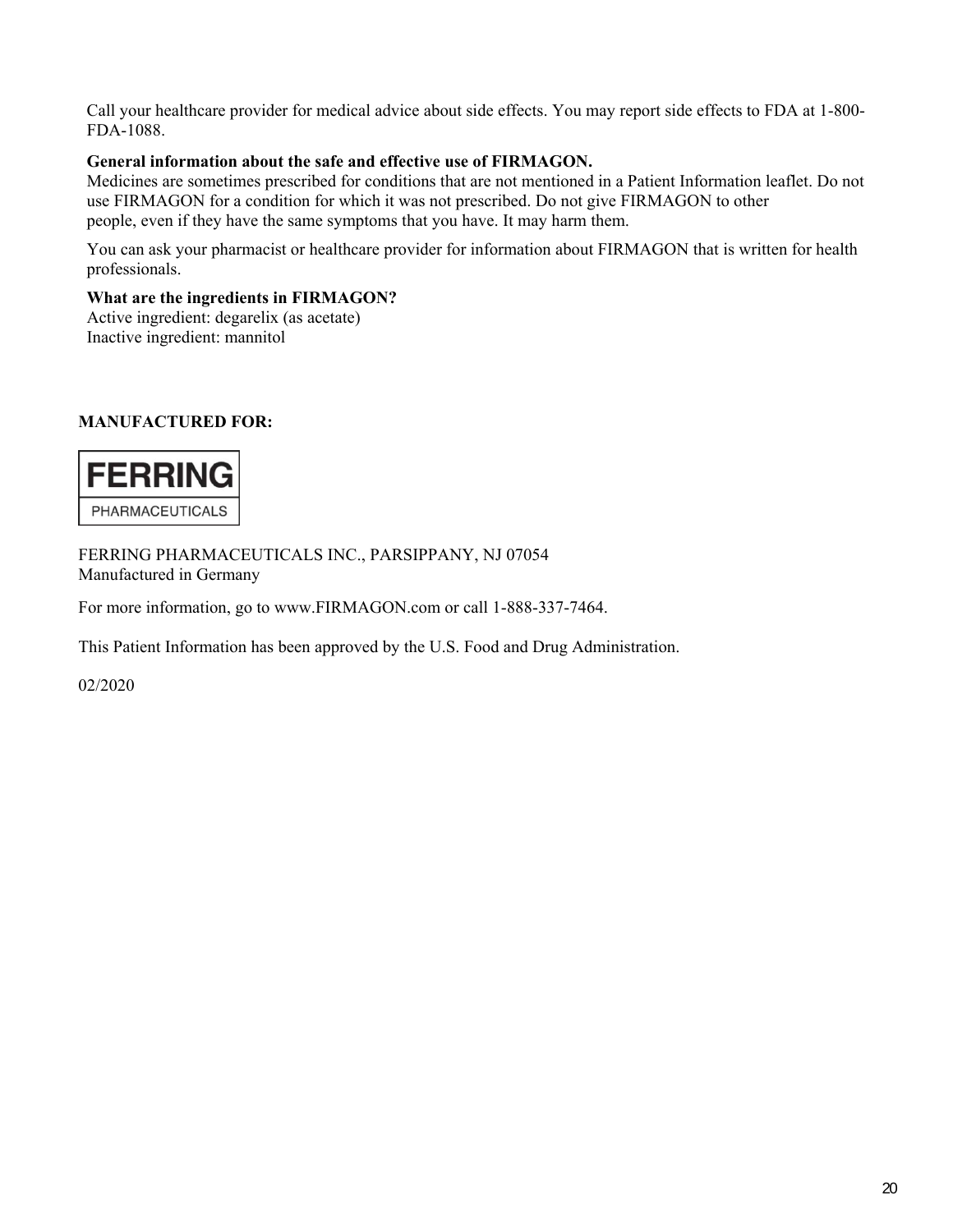Call your healthcare provider for medical advice about side effects. You may report side effects to FDA at 1-800-FDA-1088.

**General information about the safe and effective use of FIRMAGON.**
Medicines are sometimes prescribed for conditions that are not mentioned in a Patient Information leaflet. Do not use FIRMAGON for a condition for which it was not prescribed. Do not give FIRMAGON to other people, even if they have the same symptoms that you have. It may harm them.

You can ask your pharmacist or healthcare provider for information about FIRMAGON that is written for health professionals.

**What are the ingredients in FIRMAGON?**
Active ingredient: degarelix (as acetate)
Inactive ingredient: mannitol

**MANUFACTURED FOR:**

FERRING
PHARMACEUTICALS

FERRING PHARMACEUTICALS INC., PARSIPPANY, NJ 07054
Manufactured in Germany

For more information, go to www.FIRMAGON.com or call 1-888-337-7464.

This Patient Information has been approved by the U.S. Food and Drug Administration.

02/2020